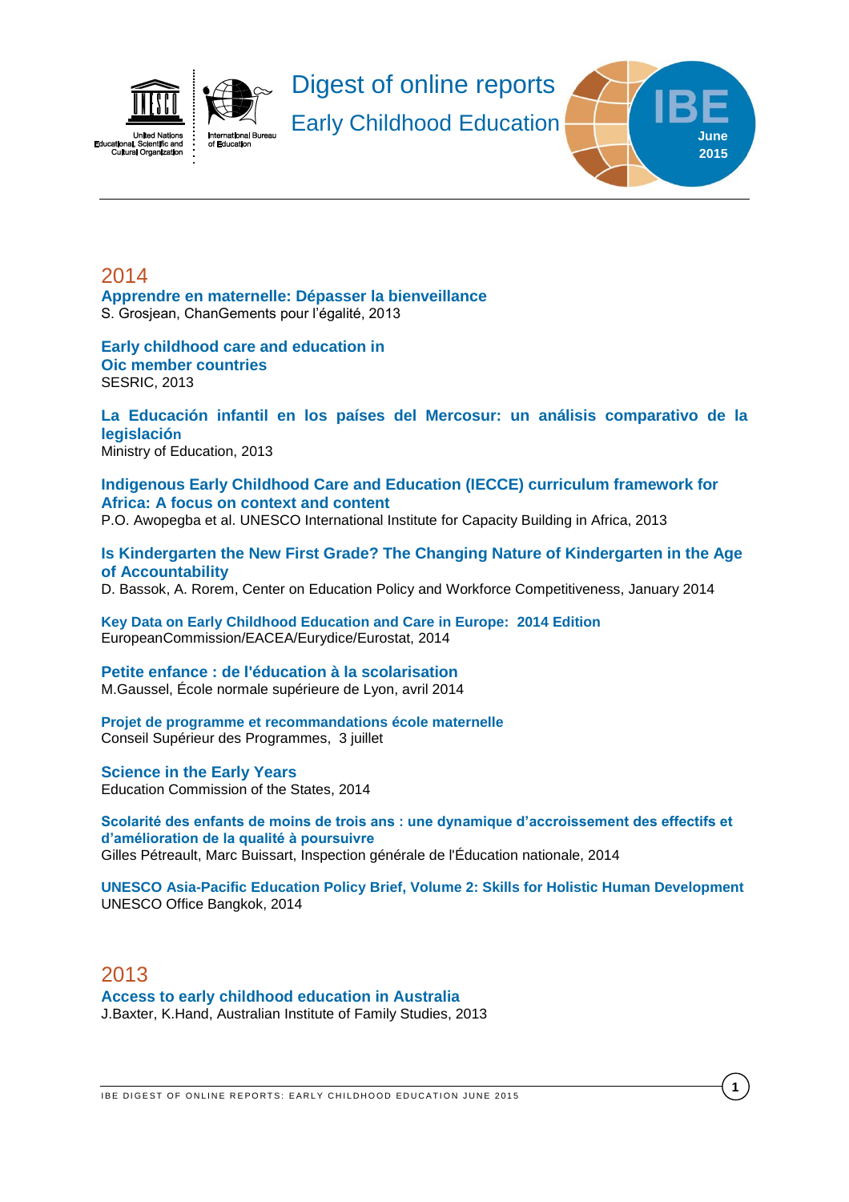# Digest of online reports
## Early Childhood Education

IBE June 2015

## 2014

**Apprendre en maternelle: Dépasser la bienveillance**
S. Grosjean, ChanGements pour l'égalité, 2013

**Early childhood care and education in Oic member countries**
SESRIC, 2013

**La Educación infantil en los países del Mercosur: un análisis comparativo de la legislación**
Ministry of Education, 2013

**Indigenous Early Childhood Care and Education (IECCE) curriculum framework for Africa: A focus on context and content**
P.O. Awopegba et al. UNESCO International Institute for Capacity Building in Africa, 2013

**Is Kindergarten the New First Grade? The Changing Nature of Kindergarten in the Age of Accountability**
D. Bassok, A. Rorem, Center on Education Policy and Workforce Competitiveness, January 2014

**Key Data on Early Childhood Education and Care in Europe: 2014 Edition**
EuropeanCommission/EACEA/Eurydice/Eurostat, 2014

**Petite enfance : de l'éducation à la scolarisation**
M.Gaussel, École normale supérieure de Lyon, avril 2014

**Projet de programme et recommandations école maternelle**
Conseil Supérieur des Programmes, 3 juillet

**Science in the Early Years**
Education Commission of the States, 2014

**Scolarité des enfants de moins de trois ans : une dynamique d'accroissement des effectifs et d'amélioration de la qualité à poursuivre**
Gilles Pétreault, Marc Buissart, Inspection générale de l'Éducation nationale, 2014

**UNESCO Asia-Pacific Education Policy Brief, Volume 2: Skills for Holistic Human Development**
UNESCO Office Bangkok, 2014

## 2013

**Access to early childhood education in Australia**
J.Baxter, K.Hand, Australian Institute of Family Studies, 2013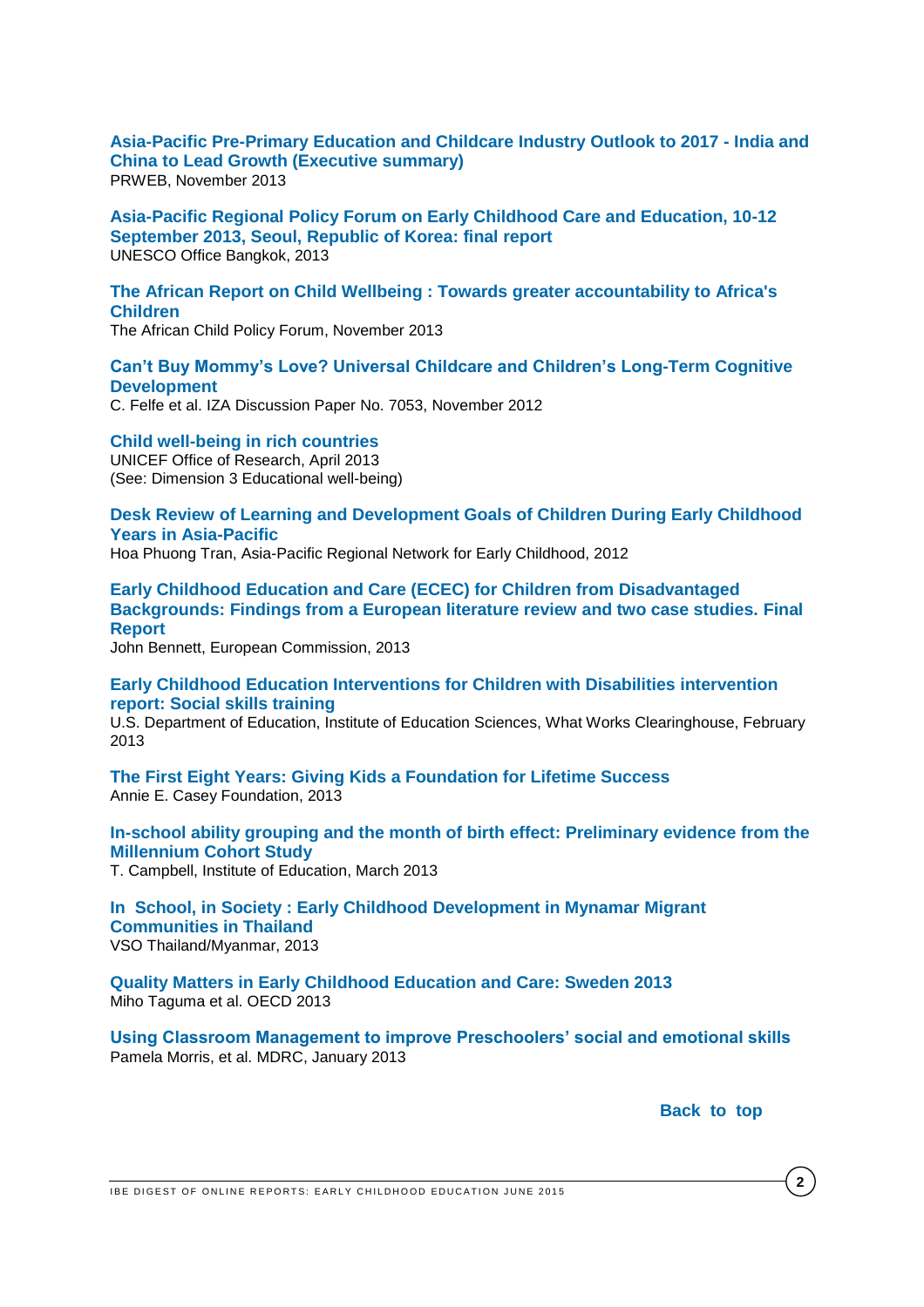**Asia-Pacific Pre-Primary Education and Childcare Industry Outlook to 2017 - India and China to Lead Growth (Executive summary)**
PRWEB, November 2013

**Asia-Pacific Regional Policy Forum on Early Childhood Care and Education, 10-12 September 2013, Seoul, Republic of Korea: final report**
UNESCO Office Bangkok, 2013

**The African Report on Child Wellbeing : Towards greater accountability to Africa's Children**
The African Child Policy Forum, November 2013

**Can't Buy Mommy's Love? Universal Childcare and Children's Long-Term Cognitive Development**
C. Felfe et al. IZA Discussion Paper No. 7053, November 2012

**Child well-being in rich countries**
UNICEF Office of Research, April 2013
(See: Dimension 3 Educational well-being)

**Desk Review of Learning and Development Goals of Children During Early Childhood Years in Asia-Pacific**
Hoa Phuong Tran, Asia-Pacific Regional Network for Early Childhood, 2012

**Early Childhood Education and Care (ECEC) for Children from Disadvantaged Backgrounds: Findings from a European literature review and two case studies. Final Report**
John Bennett, European Commission, 2013

**Early Childhood Education Interventions for Children with Disabilities intervention report: Social skills training**
U.S. Department of Education, Institute of Education Sciences, What Works Clearinghouse, February 2013

**The First Eight Years: Giving Kids a Foundation for Lifetime Success**
Annie E. Casey Foundation, 2013

**In-school ability grouping and the month of birth effect: Preliminary evidence from the Millennium Cohort Study**
T. Campbell, Institute of Education, March 2013

**In School, in Society : Early Childhood Development in Mynamar Migrant Communities in Thailand**
VSO Thailand/Myanmar, 2013

**Quality Matters in Early Childhood Education and Care: Sweden 2013**
Miho Taguma et al. OECD 2013

**Using Classroom Management to improve Preschoolers' social and emotional skills**
Pamela Morris, et al. MDRC, January 2013

**Back to top**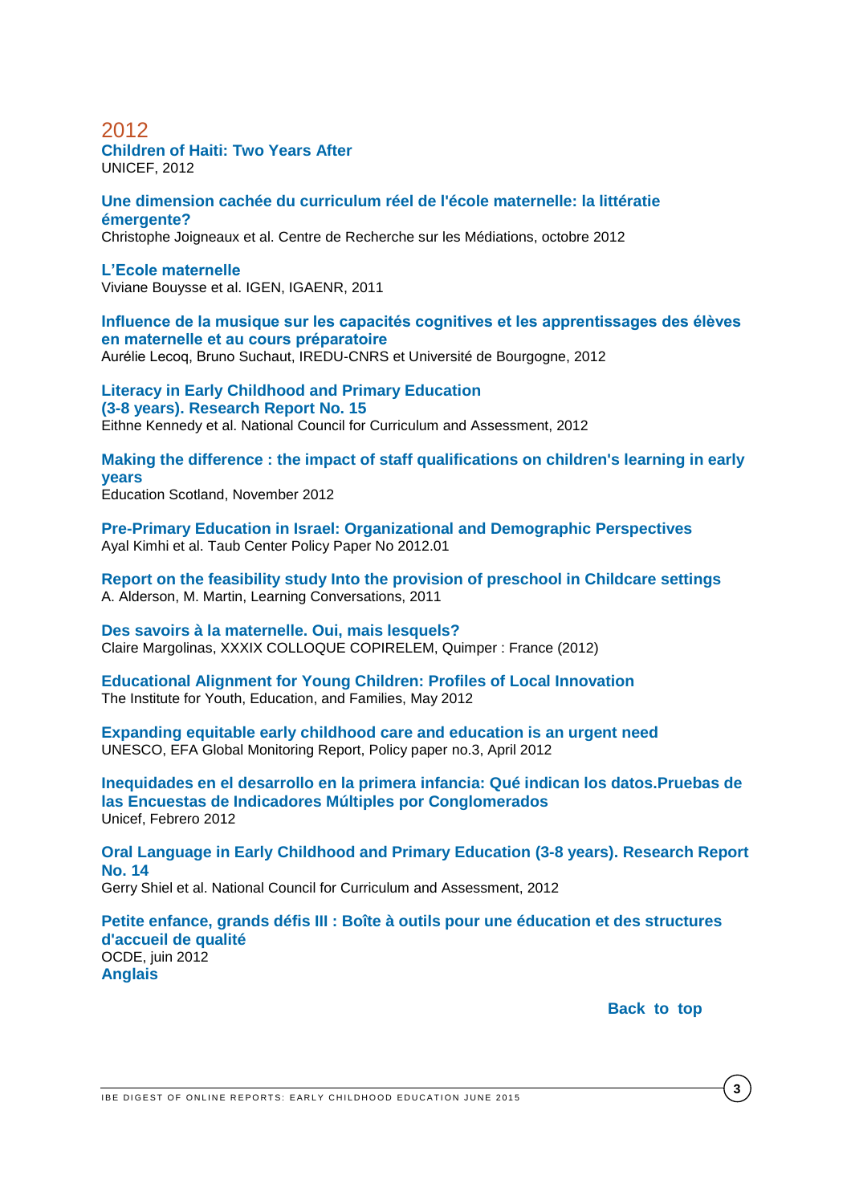## 2012

**Children of Haiti: Two Years After**
UNICEF, 2012

**Une dimension cachée du curriculum réel de l'école maternelle: la littératie émergente?**
Christophe Joigneaux et al. Centre de Recherche sur les Médiations, octobre 2012

**L'Ecole maternelle**
Viviane Bouysse et al. IGEN, IGAENR, 2011

**Influence de la musique sur les capacités cognitives et les apprentissages des élèves en maternelle et au cours préparatoire**
Aurélie Lecoq, Bruno Suchaut, IREDU-CNRS et Université de Bourgogne, 2012

**Literacy in Early Childhood and Primary Education (3-8 years). Research Report No. 15**
Eithne Kennedy et al. National Council for Curriculum and Assessment, 2012

**Making the difference : the impact of staff qualifications on children's learning in early years**
Education Scotland, November 2012

**Pre-Primary Education in Israel: Organizational and Demographic Perspectives**
Ayal Kimhi et al. Taub Center Policy Paper No 2012.01

**Report on the feasibility study Into the provision of preschool in Childcare settings**
A. Alderson, M. Martin, Learning Conversations, 2011

**Des savoirs à la maternelle. Oui, mais lesquels?**
Claire Margolinas, XXXIX COLLOQUE COPIRELEM, Quimper : France (2012)

**Educational Alignment for Young Children: Profiles of Local Innovation**
The Institute for Youth, Education, and Families, May 2012

**Expanding equitable early childhood care and education is an urgent need**
UNESCO, EFA Global Monitoring Report, Policy paper no.3, April 2012

**Inequidades en el desarrollo en la primera infancia: Qué indican los datos.Pruebas de las Encuestas de Indicadores Múltiples por Conglomerados**
Unicef, Febrero 2012

**Oral Language in Early Childhood and Primary Education (3-8 years). Research Report No. 14**
Gerry Shiel et al. National Council for Curriculum and Assessment, 2012

**Petite enfance, grands défis III : Boîte à outils pour une éducation et des structures d'accueil de qualité**
OCDE, juin 2012
**Anglais**

**Back to top**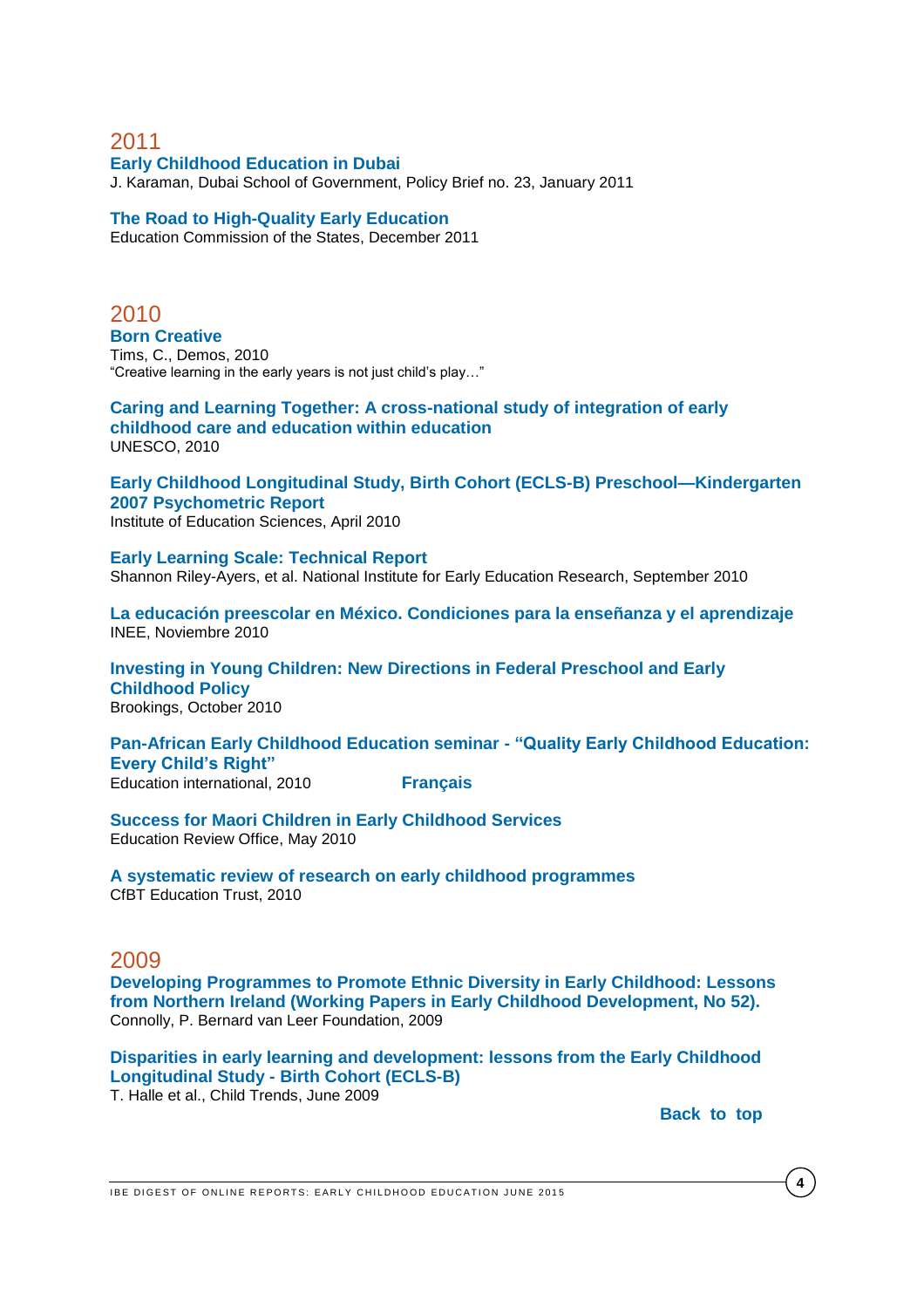## 2011

**Early Childhood Education in Dubai**
J. Karaman, Dubai School of Government, Policy Brief no. 23, January 2011

**The Road to High-Quality Early Education**
Education Commission of the States, December 2011

## 2010

**Born Creative**
Tims, C., Demos, 2010
"Creative learning in the early years is not just child's play…"

**Caring and Learning Together: A cross-national study of integration of early childhood care and education within education**
UNESCO, 2010

**Early Childhood Longitudinal Study, Birth Cohort (ECLS-B) Preschool—Kindergarten 2007 Psychometric Report**
Institute of Education Sciences, April 2010

**Early Learning Scale: Technical Report**
Shannon Riley-Ayers, et al. National Institute for Early Education Research, September 2010

**La educación preescolar en México. Condiciones para la enseñanza y el aprendizaje**
INEE, Noviembre 2010

**Investing in Young Children: New Directions in Federal Preschool and Early Childhood Policy**
Brookings, October 2010

**Pan-African Early Childhood Education seminar - "Quality Early Childhood Education: Every Child's Right"**
Education international, 2010 **Français**

**Success for Maori Children in Early Childhood Services**
Education Review Office, May 2010

**A systematic review of research on early childhood programmes**
CfBT Education Trust, 2010

## 2009

**Developing Programmes to Promote Ethnic Diversity in Early Childhood: Lessons from Northern Ireland (Working Papers in Early Childhood Development, No 52).**
Connolly, P. Bernard van Leer Foundation, 2009

**Disparities in early learning and development: lessons from the Early Childhood Longitudinal Study - Birth Cohort (ECLS-B)**
T. Halle et al., Child Trends, June 2009

**Back to top**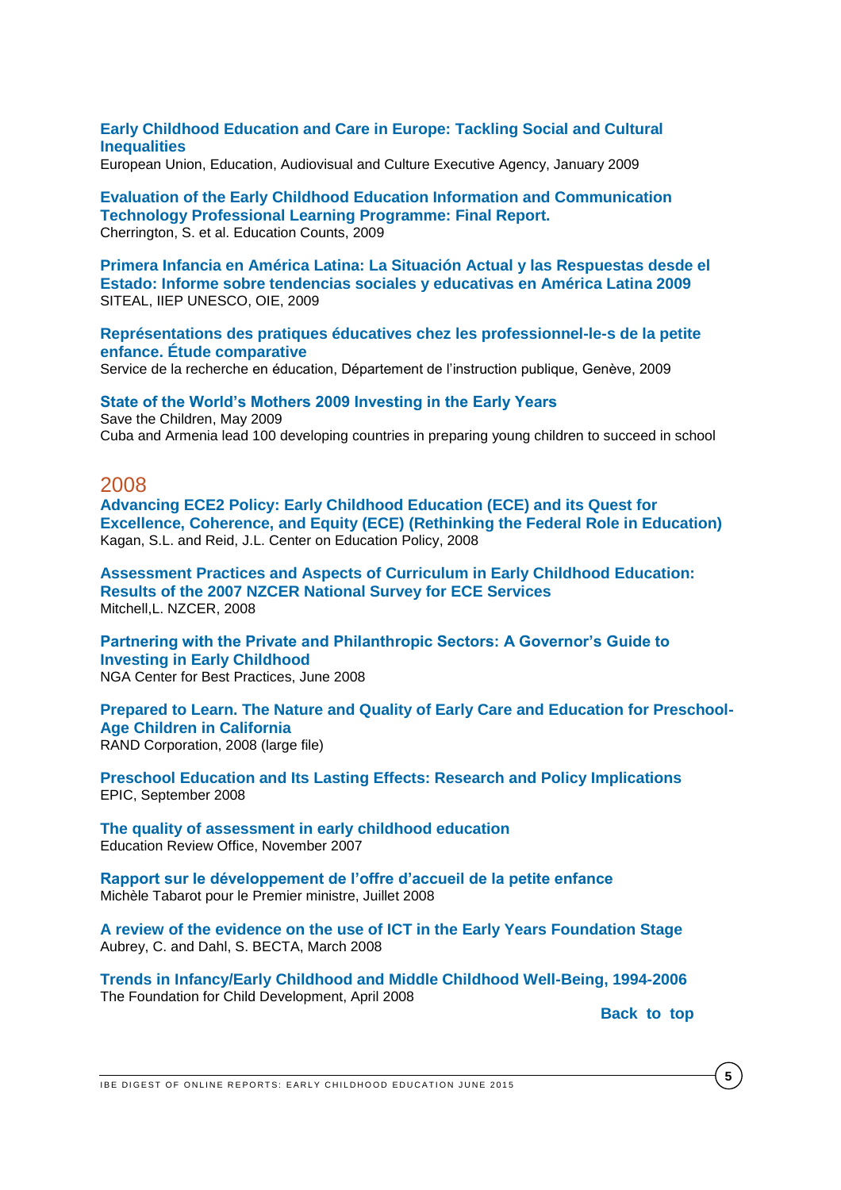**Early Childhood Education and Care in Europe: Tackling Social and Cultural Inequalities**
European Union, Education, Audiovisual and Culture Executive Agency, January 2009

**Evaluation of the Early Childhood Education Information and Communication Technology Professional Learning Programme: Final Report.**
Cherrington, S. et al. Education Counts, 2009

**Primera Infancia en América Latina: La Situación Actual y las Respuestas desde el Estado: Informe sobre tendencias sociales y educativas en América Latina 2009**
SITEAL, IIEP UNESCO, OIE, 2009

**Représentations des pratiques éducatives chez les professionnel-le-s de la petite enfance. Étude comparative**
Service de la recherche en éducation, Département de l'instruction publique, Genève, 2009

**State of the World's Mothers 2009 Investing in the Early Years**
Save the Children, May 2009
Cuba and Armenia lead 100 developing countries in preparing young children to succeed in school

## 2008

**Advancing ECE2 Policy: Early Childhood Education (ECE) and its Quest for Excellence, Coherence, and Equity (ECE) (Rethinking the Federal Role in Education)**
Kagan, S.L. and Reid, J.L. Center on Education Policy, 2008

**Assessment Practices and Aspects of Curriculum in Early Childhood Education: Results of the 2007 NZCER National Survey for ECE Services**
Mitchell,L. NZCER, 2008

**Partnering with the Private and Philanthropic Sectors: A Governor's Guide to Investing in Early Childhood**
NGA Center for Best Practices, June 2008

**Prepared to Learn. The Nature and Quality of Early Care and Education for Preschool-Age Children in California**
RAND Corporation, 2008 (large file)

**Preschool Education and Its Lasting Effects: Research and Policy Implications**
EPIC, September 2008

**The quality of assessment in early childhood education**
Education Review Office, November 2007

**Rapport sur le développement de l'offre d'accueil de la petite enfance**
Michèle Tabarot pour le Premier ministre, Juillet 2008

**A review of the evidence on the use of ICT in the Early Years Foundation Stage**
Aubrey, C. and Dahl, S. BECTA, March 2008

**Trends in Infancy/Early Childhood and Middle Childhood Well-Being, 1994-2006**
The Foundation for Child Development, April 2008

**Back to top**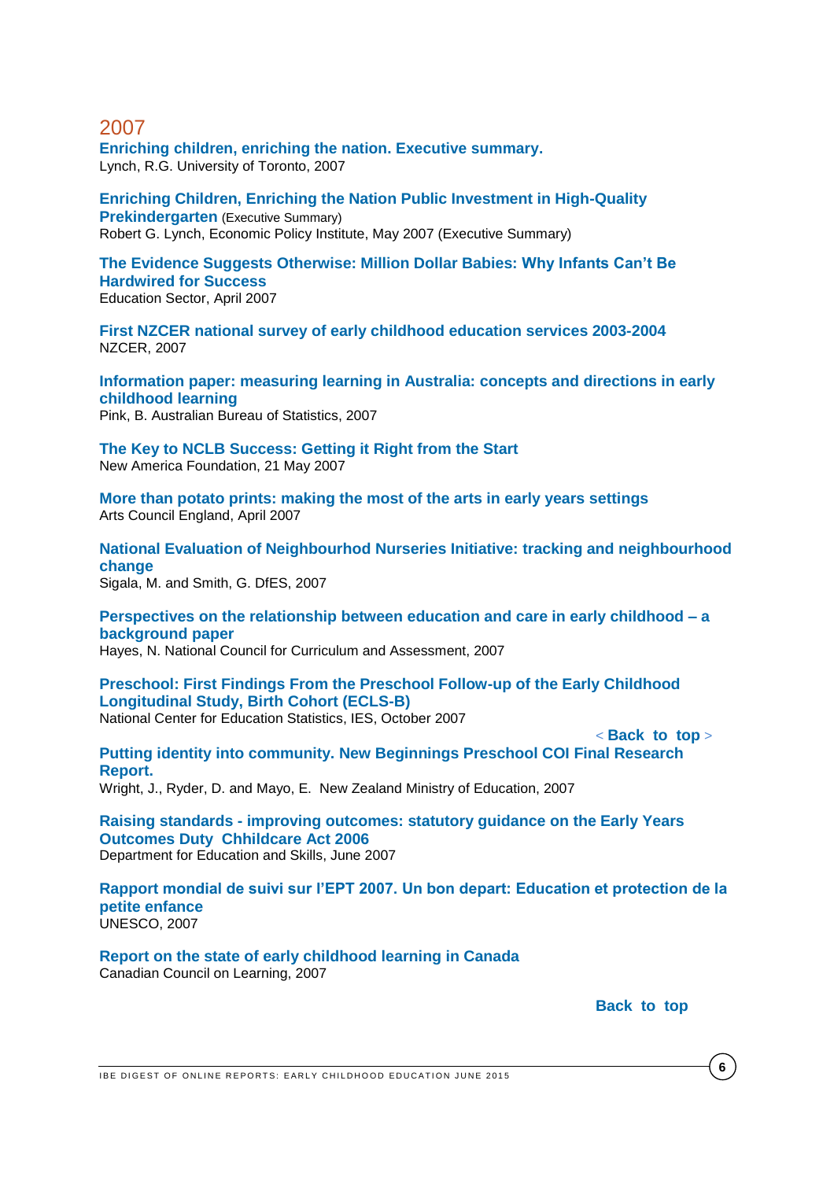## 2007

**Enriching children, enriching the nation. Executive summary.**
Lynch, R.G. University of Toronto, 2007

**Enriching Children, Enriching the Nation Public Investment in High-Quality Prekindergarten** (Executive Summary)
Robert G. Lynch, Economic Policy Institute, May 2007 (Executive Summary)

**The Evidence Suggests Otherwise: Million Dollar Babies: Why Infants Can't Be Hardwired for Success**
Education Sector, April 2007

**First NZCER national survey of early childhood education services 2003-2004**
NZCER, 2007

**Information paper: measuring learning in Australia: concepts and directions in early childhood learning**
Pink, B. Australian Bureau of Statistics, 2007

**The Key to NCLB Success: Getting it Right from the Start**
New America Foundation, 21 May 2007

**More than potato prints: making the most of the arts in early years settings**
Arts Council England, April 2007

**National Evaluation of Neighbourhod Nurseries Initiative: tracking and neighbourhood change**
Sigala, M. and Smith, G. DfES, 2007

**Perspectives on the relationship between education and care in early childhood – a background paper**
Hayes, N. National Council for Curriculum and Assessment, 2007

**Preschool: First Findings From the Preschool Follow-up of the Early Childhood Longitudinal Study, Birth Cohort (ECLS-B)**
National Center for Education Statistics, IES, October 2007

< **Back to top** >

**Putting identity into community. New Beginnings Preschool COI Final Research Report.**
Wright, J., Ryder, D. and Mayo, E. New Zealand Ministry of Education, 2007

**Raising standards - improving outcomes: statutory guidance on the Early Years Outcomes Duty Chhildcare Act 2006**
Department for Education and Skills, June 2007

**Rapport mondial de suivi sur l'EPT 2007. Un bon depart: Education et protection de la petite enfance**
UNESCO, 2007

**Report on the state of early childhood learning in Canada**
Canadian Council on Learning, 2007

**Back to top**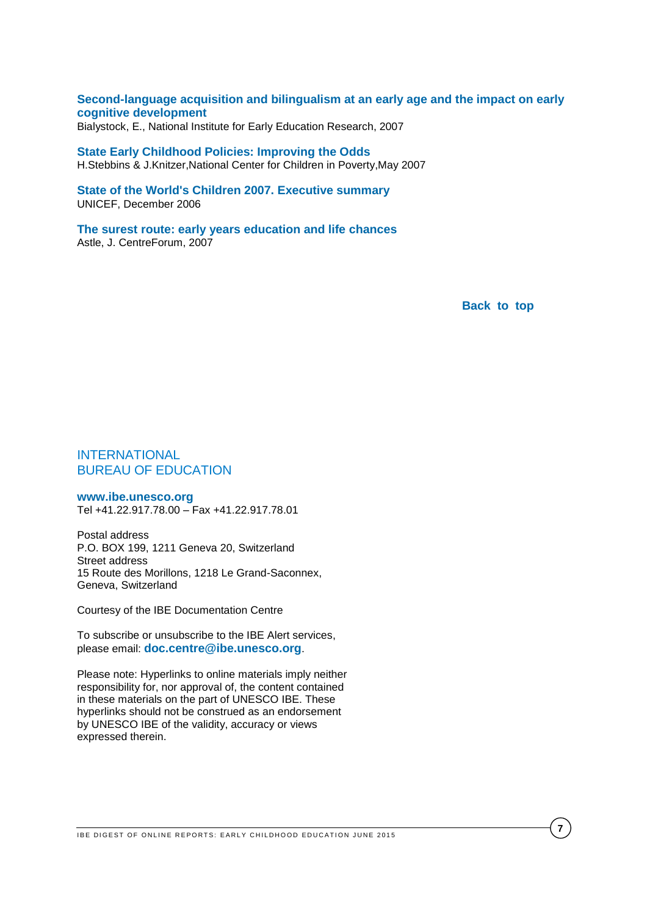**Second-language acquisition and bilingualism at an early age and the impact on early cognitive development**
Bialystock, E., National Institute for Early Education Research, 2007

**State Early Childhood Policies: Improving the Odds**
H.Stebbins & J.Knitzer,National Center for Children in Poverty,May 2007

**State of the World's Children 2007. Executive summary**
UNICEF, December 2006

**The surest route: early years education and life chances**
Astle, J. CentreForum, 2007

**Back to top**

INTERNATIONAL
BUREAU OF EDUCATION

**www.ibe.unesco.org**
Tel +41.22.917.78.00 – Fax +41.22.917.78.01

Postal address
P.O. BOX 199, 1211 Geneva 20, Switzerland
Street address
15 Route des Morillons, 1218 Le Grand-Saconnex,
Geneva, Switzerland

Courtesy of the IBE Documentation Centre

To subscribe or unsubscribe to the IBE Alert services, please email: **doc.centre@ibe.unesco.org**.

Please note: Hyperlinks to online materials imply neither responsibility for, nor approval of, the content contained in these materials on the part of UNESCO IBE. These hyperlinks should not be construed as an endorsement by UNESCO IBE of the validity, accuracy or views expressed therein.